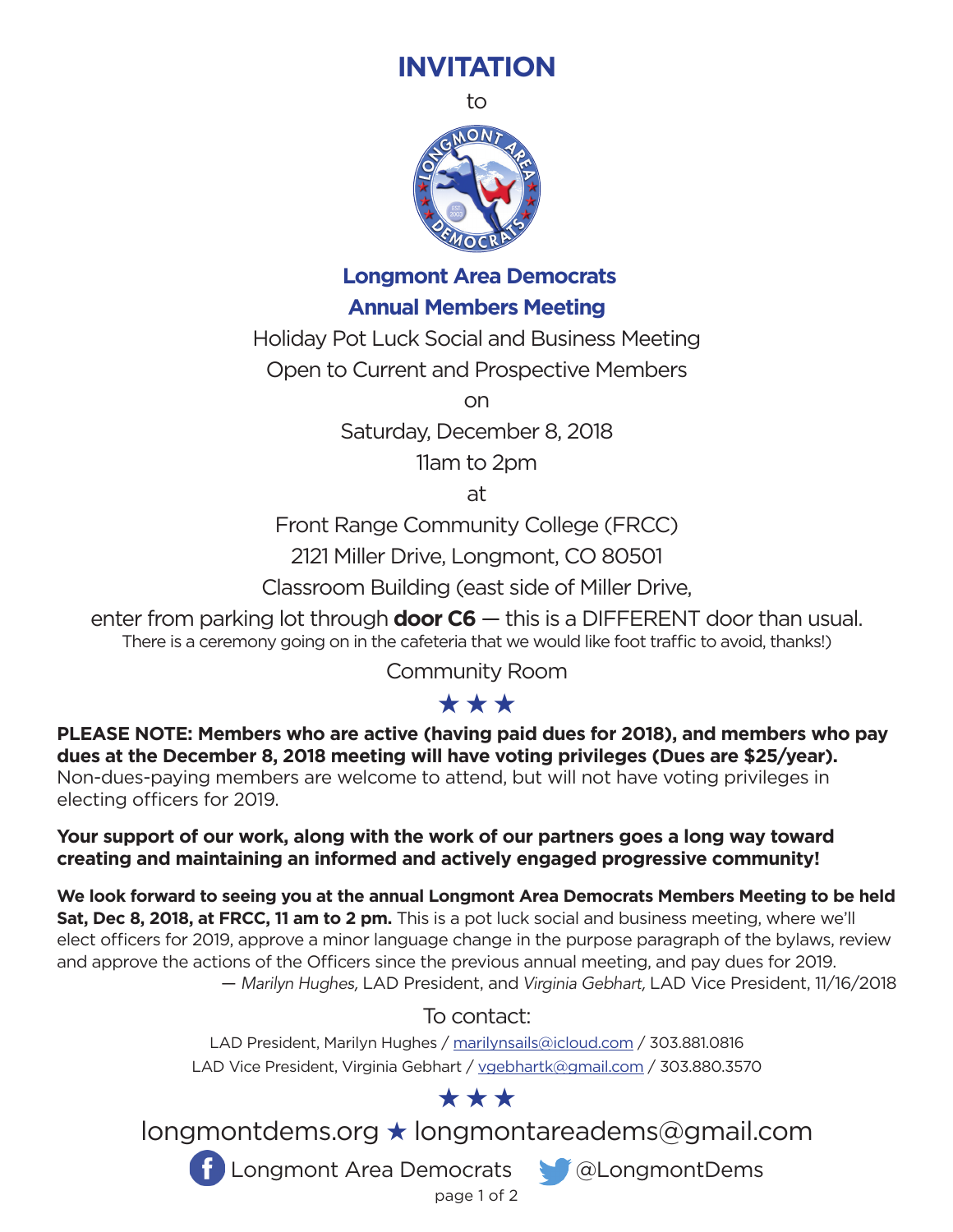# INVITATION

to

## Longmont Area Democrats
## Annual Members Meeting

Holiday Pot Luck Social and Business Meeting

Open to Current and Prospective Members

on

Saturday, December 8, 2018

11am to 2pm

at

Front Range Community College (FRCC)

2121 Miller Drive, Longmont, CO 80501

Classroom Building (east side of Miller Drive,

enter from parking lot through **door C6** — this is a DIFFERENT door than usual.
There is a ceremony going on in the cafeteria that we would like foot traffic to avoid, thanks!)

Community Room

★ ★ ★

**PLEASE NOTE: Members who are active (having paid dues for 2018), and members who pay dues at the December 8, 2018 meeting will have voting privileges (Dues are $25/year).** Non-dues-paying members are welcome to attend, but will not have voting privileges in electing officers for 2019.

**Your support of our work, along with the work of our partners goes a long way toward creating and maintaining an informed and actively engaged progressive community!**

**We look forward to seeing you at the annual Longmont Area Democrats Members Meeting to be held Sat, Dec 8, 2018, at FRCC, 11 am to 2 pm.** This is a pot luck social and business meeting, where we'll elect officers for 2019, approve a minor language change in the purpose paragraph of the bylaws, review and approve the actions of the Officers since the previous annual meeting, and pay dues for 2019.

— *Marilyn Hughes,* LAD President, and *Virginia Gebhart,* LAD Vice President, 11/16/2018

To contact:

LAD President, Marilyn Hughes / marilynsails@icloud.com / 303.881.0816

LAD Vice President, Virginia Gebhart / vgebhartk@gmail.com / 303.880.3570

★ ★ ★

longmontdems.org ★ longmontareadems@gmail.com

Longmont Area Democrats @LongmontDems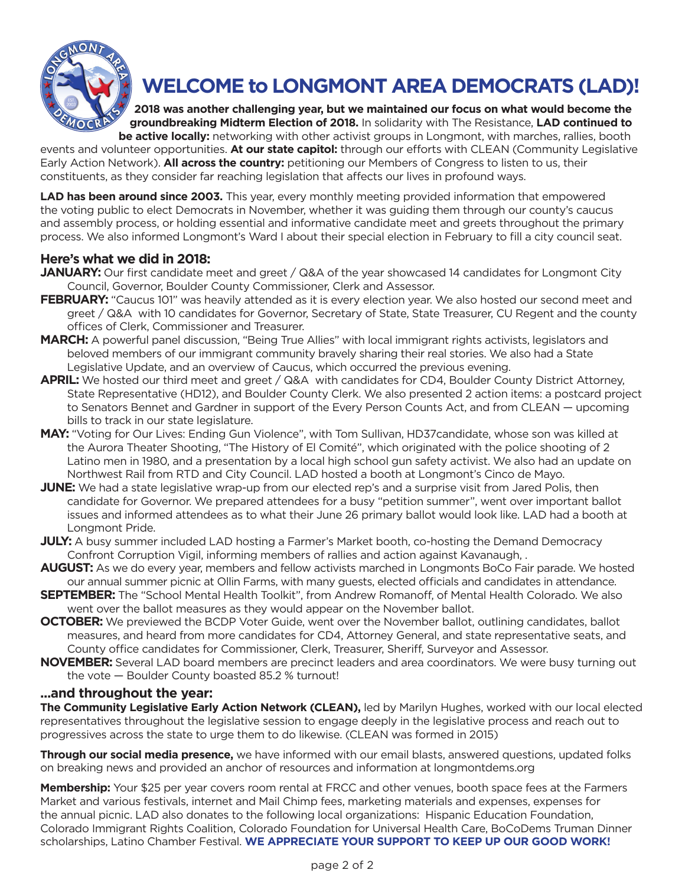# WELCOME to LONGMONT AREA DEMOCRATS (LAD)!

**2018 was another challenging year, but we maintained our focus on what would become the groundbreaking Midterm Election of 2018.** In solidarity with The Resistance, **LAD continued to be active locally:** networking with other activist groups in Longmont, with marches, rallies, booth events and volunteer opportunities. **At our state capitol:** through our efforts with CLEAN (Community Legislative Early Action Network). **All across the country:** petitioning our Members of Congress to listen to us, their constituents, as they consider far reaching legislation that affects our lives in profound ways.

**LAD has been around since 2003.** This year, every monthly meeting provided information that empowered the voting public to elect Democrats in November, whether it was guiding them through our county's caucus and assembly process, or holding essential and informative candidate meet and greets throughout the primary process. We also informed Longmont's Ward I about their special election in February to fill a city council seat.

## Here's what we did in 2018:

**JANUARY:** Our first candidate meet and greet / Q&A of the year showcased 14 candidates for Longmont City Council, Governor, Boulder County Commissioner, Clerk and Assessor.

**FEBRUARY:** "Caucus 101" was heavily attended as it is every election year. We also hosted our second meet and greet / Q&A with 10 candidates for Governor, Secretary of State, State Treasurer, CU Regent and the county offices of Clerk, Commissioner and Treasurer.

**MARCH:** A powerful panel discussion, "Being True Allies" with local immigrant rights activists, legislators and beloved members of our immigrant community bravely sharing their real stories. We also had a State Legislative Update, and an overview of Caucus, which occurred the previous evening.

**APRIL:** We hosted our third meet and greet / Q&A with candidates for CD4, Boulder County District Attorney, State Representative (HD12), and Boulder County Clerk. We also presented 2 action items: a postcard project to Senators Bennet and Gardner in support of the Every Person Counts Act, and from CLEAN — upcoming bills to track in our state legislature.

**MAY:** "Voting for Our Lives: Ending Gun Violence", with Tom Sullivan, HD37candidate, whose son was killed at the Aurora Theater Shooting, "The History of El Comité", which originated with the police shooting of 2 Latino men in 1980, and a presentation by a local high school gun safety activist. We also had an update on Northwest Rail from RTD and City Council. LAD hosted a booth at Longmont's Cinco de Mayo.

**JUNE:** We had a state legislative wrap-up from our elected rep's and a surprise visit from Jared Polis, then candidate for Governor. We prepared attendees for a busy "petition summer", went over important ballot issues and informed attendees as to what their June 26 primary ballot would look like. LAD had a booth at Longmont Pride.

**JULY:** A busy summer included LAD hosting a Farmer's Market booth, co-hosting the Demand Democracy Confront Corruption Vigil, informing members of rallies and action against Kavanaugh, .

**AUGUST:** As we do every year, members and fellow activists marched in Longmonts BoCo Fair parade. We hosted our annual summer picnic at Ollin Farms, with many guests, elected officials and candidates in attendance.

**SEPTEMBER:** The "School Mental Health Toolkit", from Andrew Romanoff, of Mental Health Colorado. We also went over the ballot measures as they would appear on the November ballot.

**OCTOBER:** We previewed the BCDP Voter Guide, went over the November ballot, outlining candidates, ballot measures, and heard from more candidates for CD4, Attorney General, and state representative seats, and County office candidates for Commissioner, Clerk, Treasurer, Sheriff, Surveyor and Assessor.

**NOVEMBER:** Several LAD board members are precinct leaders and area coordinators. We were busy turning out the vote — Boulder County boasted 85.2 % turnout!

## ...and throughout the year:

**The Community Legislative Early Action Network (CLEAN),** led by Marilyn Hughes, worked with our local elected representatives throughout the legislative session to engage deeply in the legislative process and reach out to progressives across the state to urge them to do likewise. (CLEAN was formed in 2015)

**Through our social media presence,** we have informed with our email blasts, answered questions, updated folks on breaking news and provided an anchor of resources and information at longmontdems.org

**Membership:** Your $25 per year covers room rental at FRCC and other venues, booth space fees at the Farmers Market and various festivals, internet and Mail Chimp fees, marketing materials and expenses, expenses for the annual picnic. LAD also donates to the following local organizations: Hispanic Education Foundation, Colorado Immigrant Rights Coalition, Colorado Foundation for Universal Health Care, BoCoDems Truman Dinner scholarships, Latino Chamber Festival. **WE APPRECIATE YOUR SUPPORT TO KEEP UP OUR GOOD WORK!**